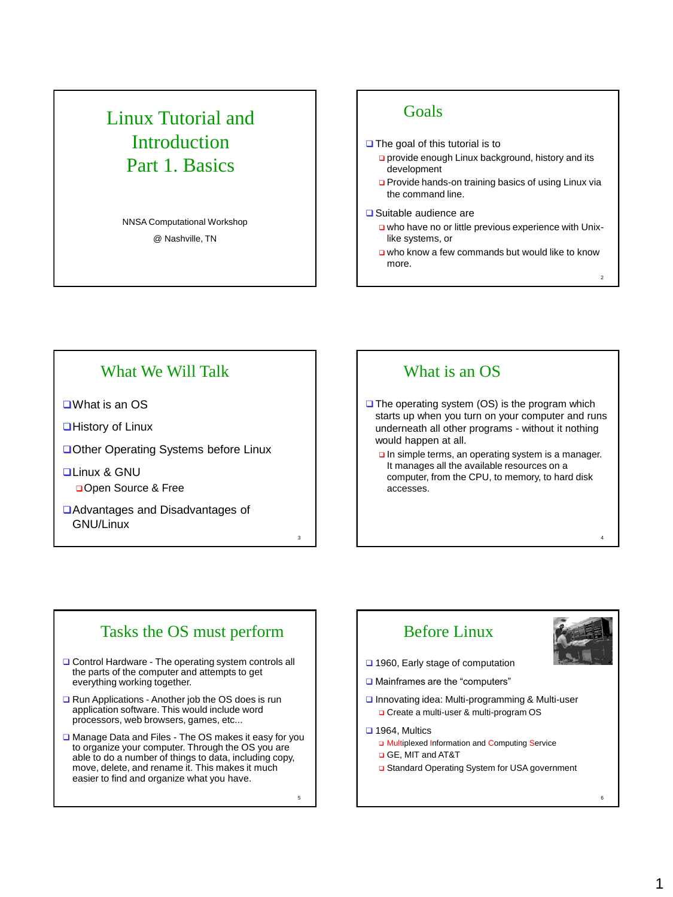# Linux Tutorial and Introduction Part 1. Basics

NNSA Computational Workshop

@ Nashville, TN

## Goals

- The goal of this tutorial is to
  - provide enough Linux background, history and its development
  - Provide hands-on training basics of using Linux via the command line.
- Suitable audience are
  - who have no or little previous experience with Unix-like systems, or
  - who know a few commands but would like to know more.

## What We Will Talk

- What is an OS
- History of Linux
- Other Operating Systems before Linux
- Linux & GNU
  - Open Source & Free
- Advantages and Disadvantages of GNU/Linux

## What is an OS

- The operating system (OS) is the program which starts up when you turn on your computer and runs underneath all other programs - without it nothing would happen at all.
  - In simple terms, an operating system is a manager. It manages all the available resources on a computer, from the CPU, to memory, to hard disk accesses.

## Tasks the OS must perform

- Control Hardware - The operating system controls all the parts of the computer and attempts to get everything working together.
- Run Applications - Another job the OS does is run application software. This would include word processors, web browsers, games, etc...
- Manage Data and Files - The OS makes it easy for you to organize your computer. Through the OS you are able to do a number of things to data, including copy, move, delete, and rename it. This makes it much easier to find and organize what you have.

## Before Linux

- 1960, Early stage of computation
- Mainframes are the "computers"
- Innovating idea: Multi-programming & Multi-user
  - Create a multi-user & multi-program OS
- 1964, Multics
  - Multiplexed Information and Computing Service
  - GE, MIT and AT&T
  - Standard Operating System for USA government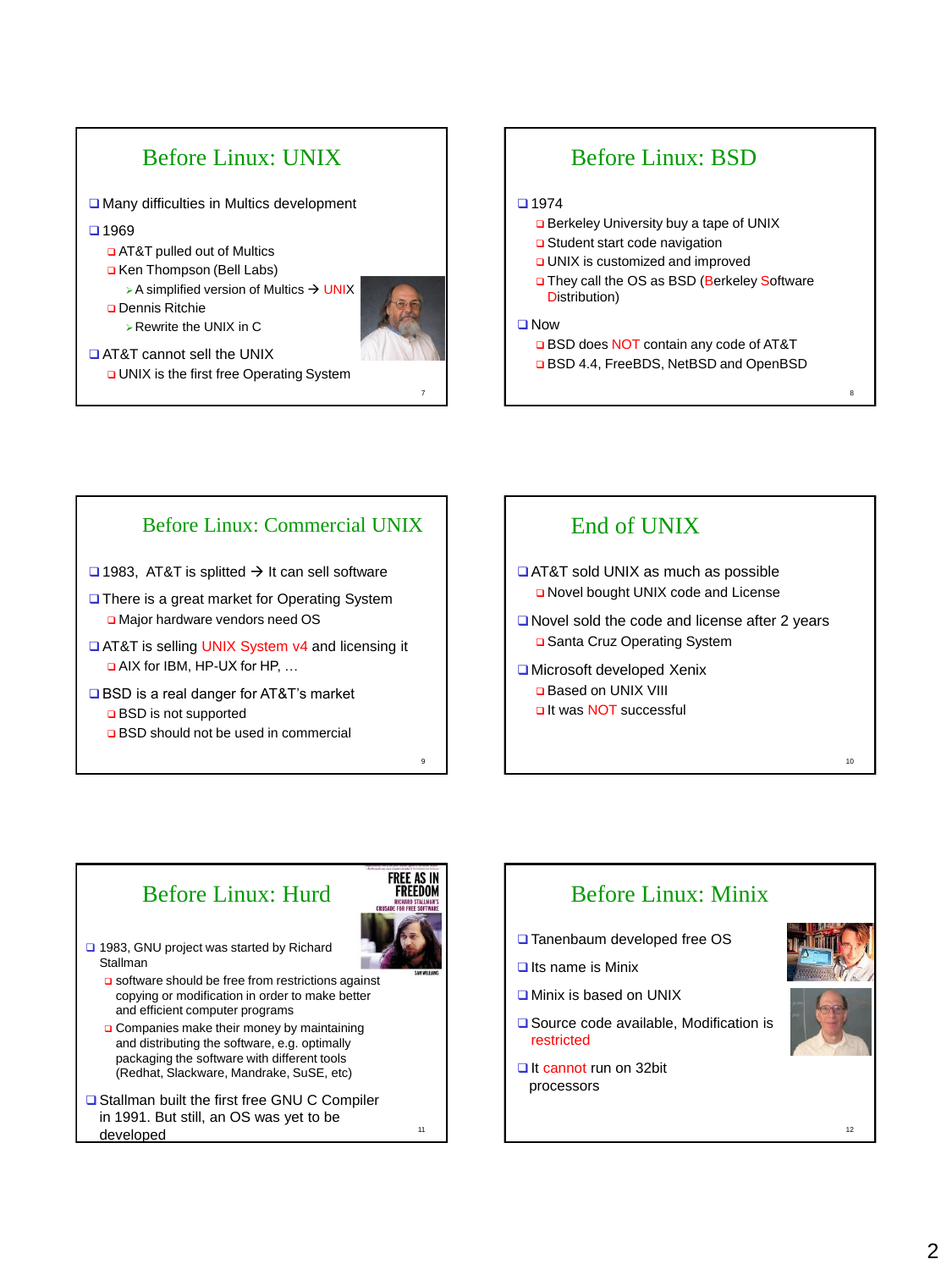## Before Linux: UNIX

- Many difficulties in Multics development
- 1969
  - AT&T pulled out of Multics
  - Ken Thompson (Bell Labs)
    - A simplified version of Multics → UNIX
  - Dennis Ritchie
    - Rewrite the UNIX in C
- AT&T cannot sell the UNIX
  - UNIX is the first free Operating System

## Before Linux: BSD

- 1974
  - Berkeley University buy a tape of UNIX
  - Student start code navigation
  - UNIX is customized and improved
  - They call the OS as BSD (Berkeley Software Distribution)
- Now
  - BSD does NOT contain any code of AT&T
  - BSD 4.4, FreeBDS, NetBSD and OpenBSD

## Before Linux: Commercial UNIX

- 1983, AT&T is splitted → It can sell software
- There is a great market for Operating System
  - Major hardware vendors need OS
- AT&T is selling UNIX System v4 and licensing it
  - AIX for IBM, HP-UX for HP, …
- BSD is a real danger for AT&T's market
  - BSD is not supported
  - BSD should not be used in commercial

## End of UNIX

- AT&T sold UNIX as much as possible
  - Novel bought UNIX code and License
- Novel sold the code and license after 2 years
  - Santa Cruz Operating System
- Microsoft developed Xenix
  - Based on UNIX VIII
  - It was NOT successful

## Before Linux: Hurd

- 1983, GNU project was started by Richard Stallman
  - software should be free from restrictions against copying or modification in order to make better and efficient computer programs
  - Companies make their money by maintaining and distributing the software, e.g. optimally packaging the software with different tools (Redhat, Slackware, Mandrake, SuSE, etc)
- Stallman built the first free GNU C Compiler in 1991. But still, an OS was yet to be developed

## Before Linux: Minix

- Tanenbaum developed free OS
- Its name is Minix
- Minix is based on UNIX
- Source code available, Modification is restricted
- It cannot run on 32bit processors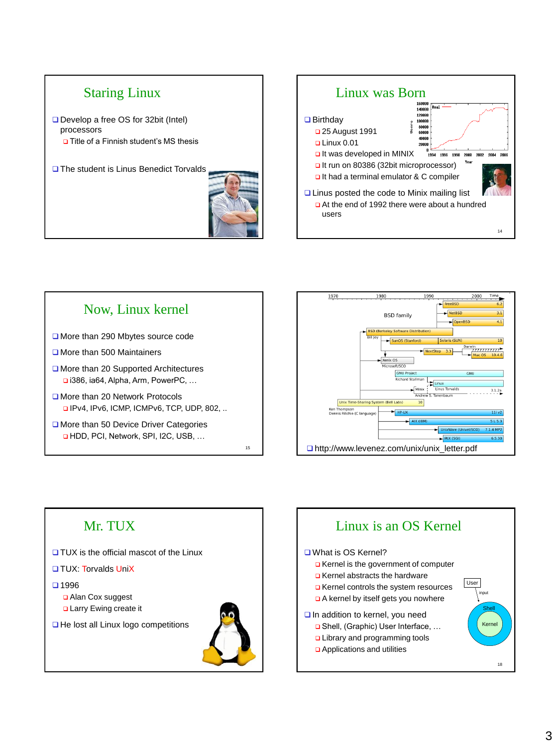## Staring Linux

- Develop a free OS for 32bit (Intel) processors
  - Title of a Finnish student's MS thesis
- The student is Linus Benedict Torvalds

## Linux was Born

- Birthday
  - 25 August 1991
  - Linux 0.01
  - It was developed in MINIX
  - It run on 80386 (32bit microprocessor)
  - It had a terminal emulator & C compiler
- Linus posted the code to Minix mailing list
  - At the end of 1992 there were about a hundred users

## Now, Linux kernel

- More than 290 Mbytes source code
- More than 500 Maintainers
- More than 20 Supported Architectures
  - i386, ia64, Alpha, Arm, PowerPC, …
- More than 20 Network Protocols
  - IPv4, IPv6, ICMP, ICMPv6, TCP, UDP, 802, ..
- More than 50 Device Driver Categories
  - HDD, PCI, Network, SPI, I2C, USB, …

- http://www.levenez.com/unix/unix_letter.pdf

## Mr. TUX

- TUX is the official mascot of the Linux
- TUX: Torvalds UniX
- 1996
  - Alan Cox suggest
  - Larry Ewing create it
- He lost all Linux logo competitions

## Linux is an OS Kernel

- What is OS Kernel?
  - Kernel is the government of computer
  - Kernel abstracts the hardware
  - Kernel controls the system resources
  - A kernel by itself gets you nowhere
- In addition to kernel, you need
  - Shell, (Graphic) User Interface, …
  - Library and programming tools
  - Applications and utilities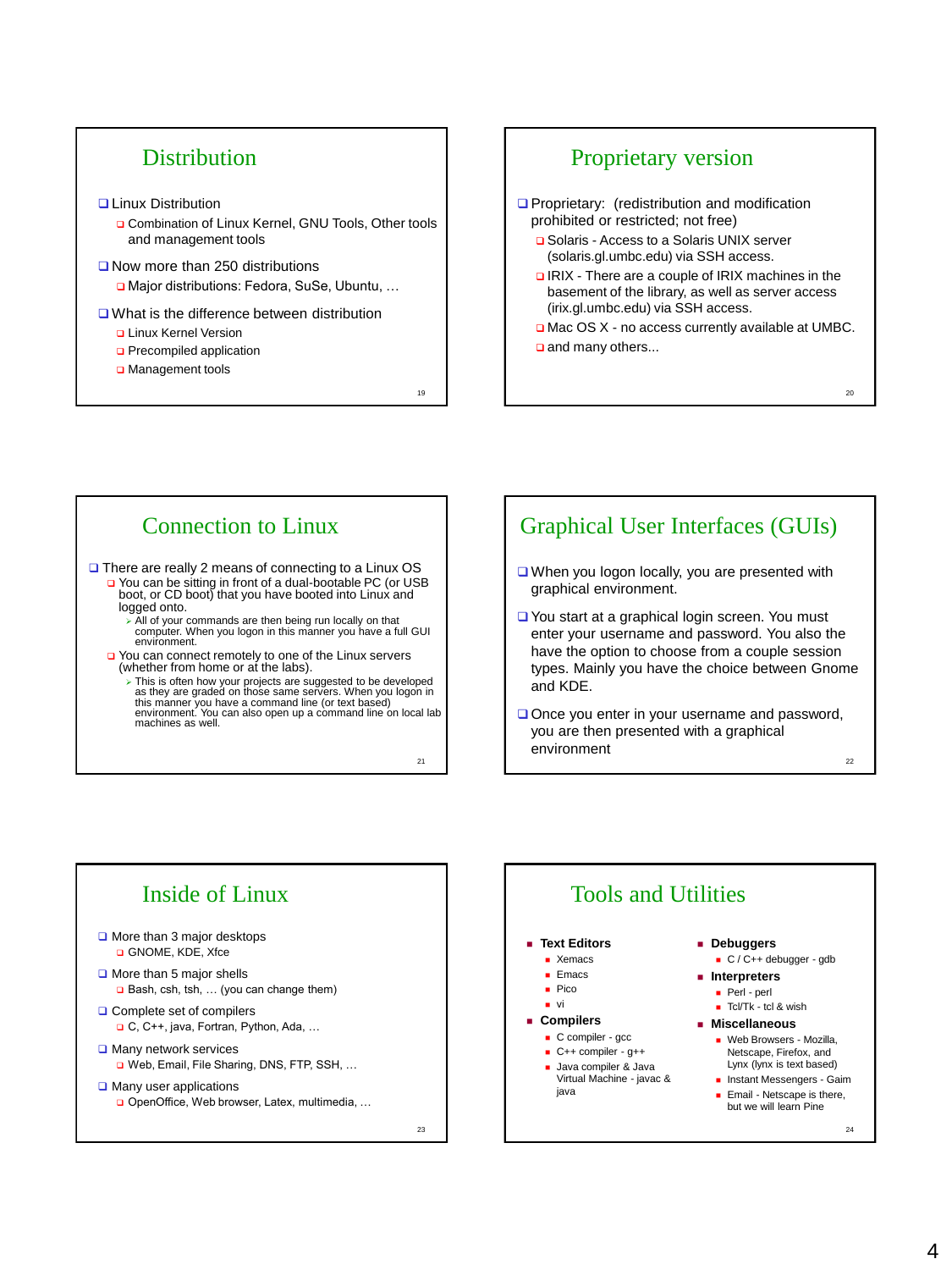## Distribution

- Linux Distribution
  - Combination of Linux Kernel, GNU Tools, Other tools and management tools
- Now more than 250 distributions
  - Major distributions: Fedora, SuSe, Ubuntu, …
- What is the difference between distribution
  - Linux Kernel Version
  - Precompiled application
  - Management tools

## Proprietary version

- Proprietary: (redistribution and modification prohibited or restricted; not free)
  - Solaris - Access to a Solaris UNIX server (solaris.gl.umbc.edu) via SSH access.
  - IRIX - There are a couple of IRIX machines in the basement of the library, as well as server access (irix.gl.umbc.edu) via SSH access.
  - Mac OS X - no access currently available at UMBC.
  - and many others...

## Connection to Linux

- There are really 2 means of connecting to a Linux OS
  - You can be sitting in front of a dual-bootable PC (or USB boot, or CD boot) that you have booted into Linux and logged onto.
    - All of your commands are then being run locally on that computer. When you logon in this manner you have a full GUI environment.
  - You can connect remotely to one of the Linux servers (whether from home or at the labs).
    - This is often how your projects are suggested to be developed as they are graded on those same servers. When you logon in this manner you have a command line (or text based) environment. You can also open up a command line on local lab machines as well.

## Graphical User Interfaces (GUIs)

- When you logon locally, you are presented with graphical environment.
- You start at a graphical login screen. You must enter your username and password. You also the have the option to choose from a couple session types. Mainly you have the choice between Gnome and KDE.
- Once you enter in your username and password, you are then presented with a graphical environment

## Inside of Linux

- More than 3 major desktops
  - GNOME, KDE, Xfce
- More than 5 major shells
  - Bash, csh, tsh, … (you can change them)
- Complete set of compilers
  - C, C++, java, Fortran, Python, Ada, …
- Many network services
  - Web, Email, File Sharing, DNS, FTP, SSH, …
- Many user applications
  - OpenOffice, Web browser, Latex, multimedia, …

## Tools and Utilities

- **Text Editors**
  - Xemacs
  - Emacs
  - Pico
  - vi
- **Compilers**
  - C compiler - gcc
  - C++ compiler - g++
  - Java compiler & Java Virtual Machine - javac & java
- **Debuggers**
  - C / C++ debugger - gdb
- **Interpreters**
  - Perl - perl
  - Tcl/Tk - tcl & wish
- **Miscellaneous**
  - Web Browsers - Mozilla, Netscape, Firefox, and Lynx (lynx is text based)
  - Instant Messengers - Gaim
  - Email - Netscape is there, but we will learn Pine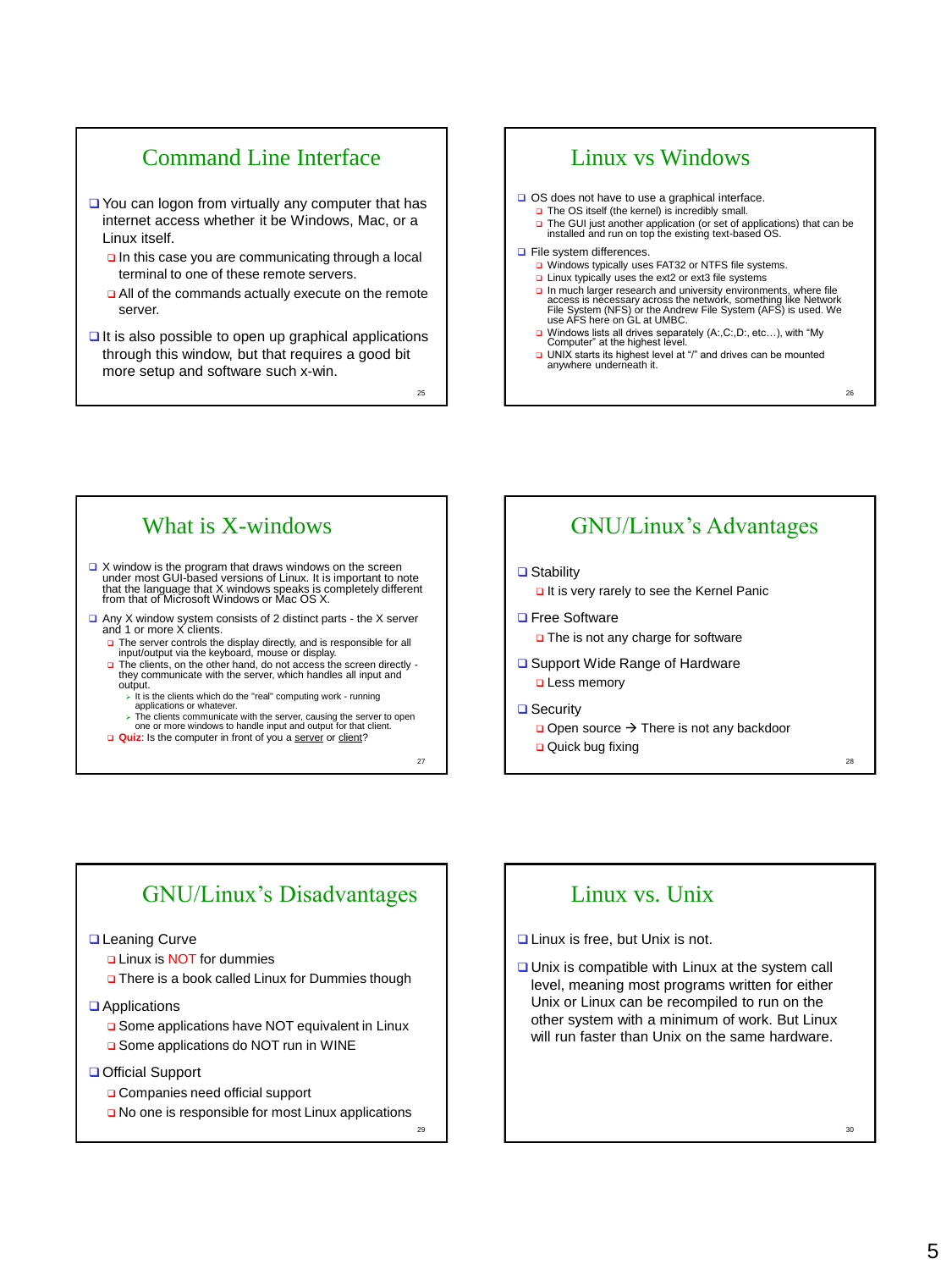## Command Line Interface

- You can logon from virtually any computer that has internet access whether it be Windows, Mac, or a Linux itself.
  - In this case you are communicating through a local terminal to one of these remote servers.
  - All of the commands actually execute on the remote server.
- It is also possible to open up graphical applications through this window, but that requires a good bit more setup and software such x-win.

## Linux vs Windows

- OS does not have to use a graphical interface.
  - The OS itself (the kernel) is incredibly small.
  - The GUI just another application (or set of applications) that can be installed and run on top the existing text-based OS.
- File system differences.
  - Windows typically uses FAT32 or NTFS file systems.
  - Linux typically uses the ext2 or ext3 file systems
  - In much larger research and university environments, where file access is necessary across the network, something like Network File System (NFS) or the Andrew File System (AFS) is used. We use AFS here on GL at UMBC.
  - Windows lists all drives separately (A:,C:,D:, etc…), with "My Computer" at the highest level.
  - UNIX starts its highest level at "/" and drives can be mounted anywhere underneath it.

## What is X-windows

- X window is the program that draws windows on the screen under most GUI-based versions of Linux. It is important to note that the language that X windows speaks is completely different from that of Microsoft Windows or Mac OS X.
- Any X window system consists of 2 distinct parts - the X server and 1 or more X clients.
  - The server controls the display directly, and is responsible for all input/output via the keyboard, mouse or display.
  - The clients, on the other hand, do not access the screen directly - they communicate with the server, which handles all input and output.
    - It is the clients which do the "real" computing work - running applications or whatever.
    - The clients communicate with the server, causing the server to open one or more windows to handle input and output for that client.
  - **Quiz:** Is the computer in front of you a server or client?

## GNU/Linux's Advantages

- Stability
  - It is very rarely to see the Kernel Panic
- Free Software
  - The is not any charge for software
- Support Wide Range of Hardware
  - Less memory
- Security
  - Open source → There is not any backdoor
  - Quick bug fixing

## GNU/Linux's Disadvantages

- Leaning Curve
  - Linux is NOT for dummies
  - There is a book called Linux for Dummies though
- Applications
  - Some applications have NOT equivalent in Linux
  - Some applications do NOT run in WINE
- Official Support
  - Companies need official support
  - No one is responsible for most Linux applications

## Linux vs. Unix

- Linux is free, but Unix is not.
- Unix is compatible with Linux at the system call level, meaning most programs written for either Unix or Linux can be recompiled to run on the other system with a minimum of work. But Linux will run faster than Unix on the same hardware.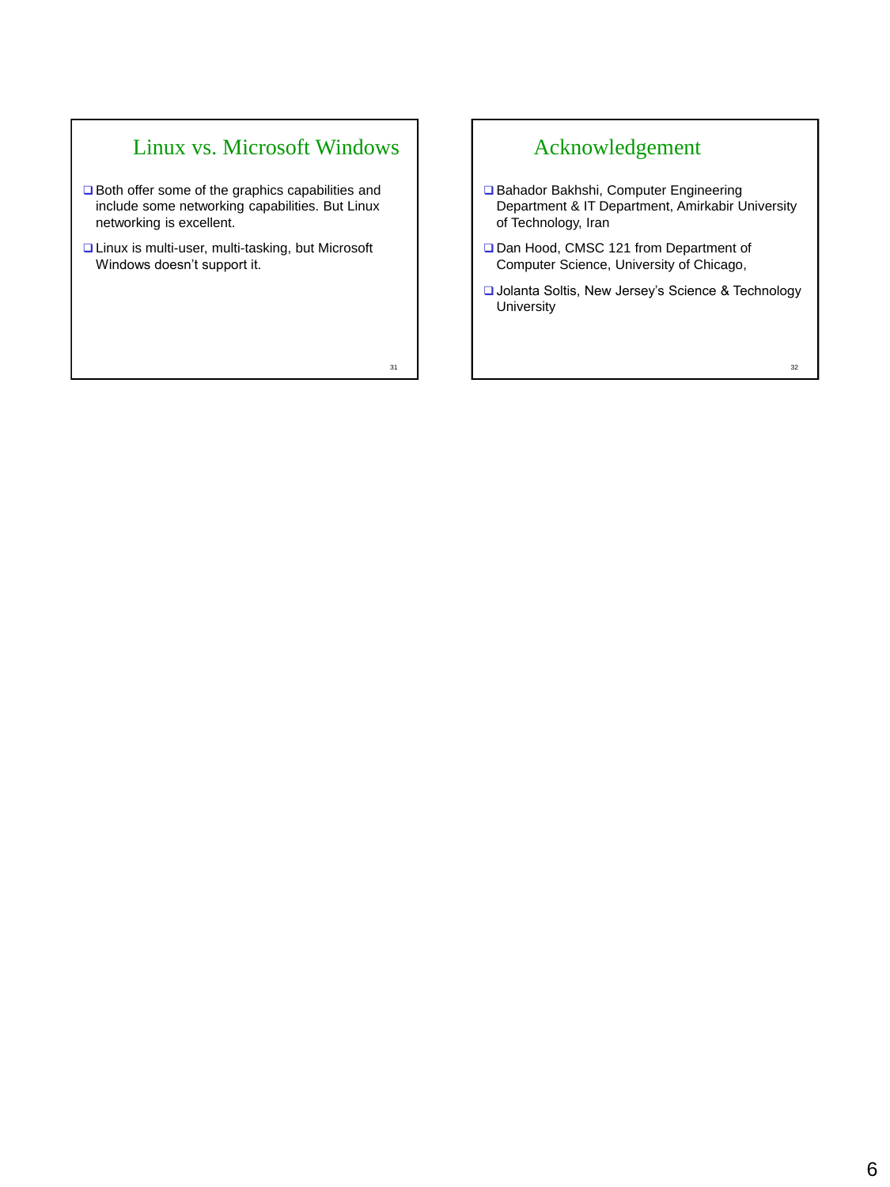## Linux vs. Microsoft Windows

- Both offer some of the graphics capabilities and include some networking capabilities. But Linux networking is excellent.
- Linux is multi-user, multi-tasking, but Microsoft Windows doesn't support it.

## Acknowledgement

- Bahador Bakhshi, Computer Engineering Department & IT Department, Amirkabir University of Technology, Iran
- Dan Hood, CMSC 121 from Department of Computer Science, University of Chicago,
- Jolanta Soltis, New Jersey's Science & Technology University